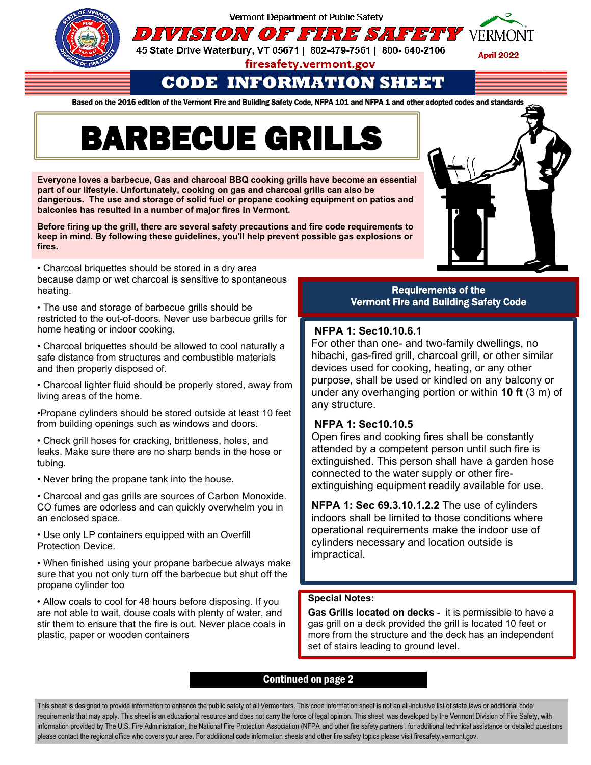Vermont Department of Public Safety

# DIVISION OF FIRE SAFETY

45 State Drive Waterbury, VT 05671 | 802-479-7561 | 800- 640-2106

firesafety.vermont.gov

April 2022

## CODE INFORMATION SHEET

**Based on the 2015 edition of the Vermont Fire and Building Safety Code, NFPA 101 and NFPA 1 and other adopted codes and standards**

# BARBECUE GRILLS

**Everyone loves a barbecue, Gas and charcoal BBQ cooking grills have become an essential part of our lifestyle. Unfortunately, cooking on gas and charcoal grills can also be dangerous. The use and storage of solid fuel or propane cooking equipment on patios and balconies has resulted in a number of major fires in Vermont.**

**Before firing up the grill, there are several safety precautions and fire code requirements to keep in mind. By following these guidelines, you'll help prevent possible gas explosions or fires.**

- Charcoal briquettes should be stored in a dry area because damp or wet charcoal is sensitive to spontaneous heating.
- The use and storage of barbecue grills should be restricted to the out-of-doors. Never use barbecue grills for home heating or indoor cooking.
- Charcoal briquettes should be allowed to cool naturally a safe distance from structures and combustible materials and then properly disposed of.
- Charcoal lighter fluid should be properly stored, away from living areas of the home.
- Propane cylinders should be stored outside at least 10 feet from building openings such as windows and doors.
- Check grill hoses for cracking, brittleness, holes, and leaks. Make sure there are no sharp bends in the hose or tubing.
- Never bring the propane tank into the house.
- Charcoal and gas grills are sources of Carbon Monoxide. CO fumes are odorless and can quickly overwhelm you in an enclosed space.
- Use only LP containers equipped with an Overfill Protection Device.
- When finished using your propane barbecue always make sure that you not only turn off the barbecue but shut off the propane cylinder too
- Allow coals to cool for 48 hours before disposing. If you are not able to wait, douse coals with plenty of water, and stir them to ensure that the fire is out. Never place coals in plastic, paper or wooden containers

### Requirements of the Vermont Fire and Building Safety Code

**NFPA 1: Sec10.10.6.1**
For other than one- and two-family dwellings, no hibachi, gas-fired grill, charcoal grill, or other similar devices used for cooking, heating, or any other purpose, shall be used or kindled on any balcony or under any overhanging portion or within **10 ft** (3 m) of any structure.

**NFPA 1: Sec10.10.5**
Open fires and cooking fires shall be constantly attended by a competent person until such fire is extinguished. This person shall have a garden hose connected to the water supply or other fire-extinguishing equipment readily available for use.

**NFPA 1: Sec 69.3.10.1.2.2** The use of cylinders indoors shall be limited to those conditions where operational requirements make the indoor use of cylinders necessary and location outside is impractical.

**Special Notes:**

**Gas Grills located on decks** - it is permissible to have a gas grill on a deck provided the grill is located 10 feet or more from the structure and the deck has an independent set of stairs leading to ground level.

**Continued on page 2**

This sheet is designed to provide information to enhance the public safety of all Vermonters. This code information sheet is not an all-inclusive list of state laws or additional code requirements that may apply. This sheet is an educational resource and does not carry the force of legal opinion. This sheet was developed by the Vermont Division of Fire Safety, with information provided by The U.S. Fire Administration, the National Fire Protection Association (NFPA and other fire safety partners'. for additional technical assistance or detailed questions please contact the regional office who covers your area. For additional code information sheets and other fire safety topics please visit firesafety.vermont.gov.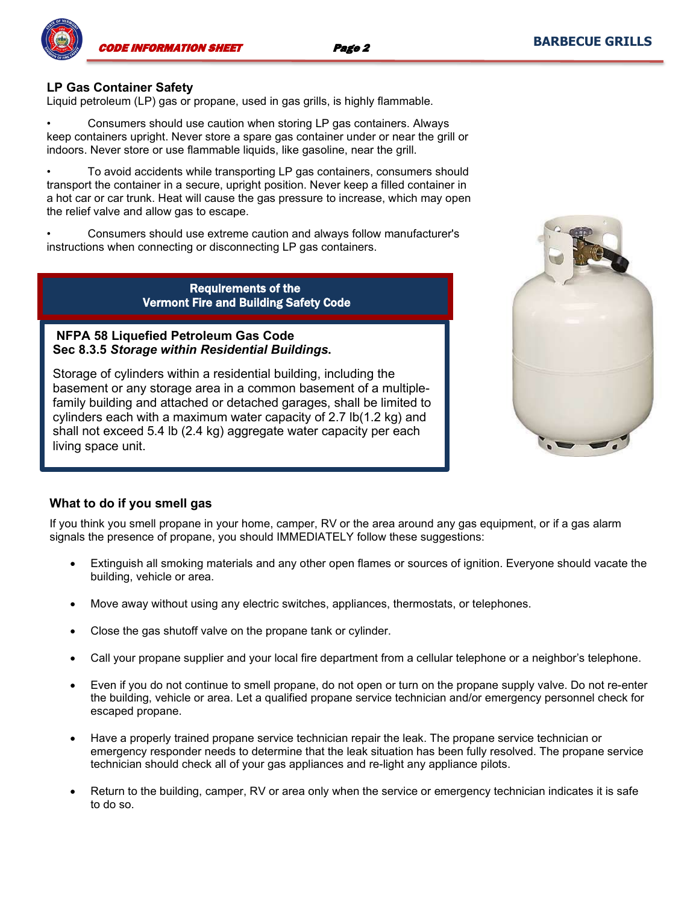## LP Gas Container Safety

Liquid petroleum (LP) gas or propane, used in gas grills, is highly flammable.

- Consumers should use caution when storing LP gas containers. Always keep containers upright. Never store a spare gas container under or near the grill or indoors. Never store or use flammable liquids, like gasoline, near the grill.
- To avoid accidents while transporting LP gas containers, consumers should transport the container in a secure, upright position. Never keep a filled container in a hot car or car trunk. Heat will cause the gas pressure to increase, which may open the relief valve and allow gas to escape.
- Consumers should use extreme caution and always follow manufacturer's instructions when connecting or disconnecting LP gas containers.

**Requirements of the Vermont Fire and Building Safety Code**

**NFPA 58 Liquefied Petroleum Gas Code**
**Sec 8.3.5 *Storage within Residential Buildings*.**

Storage of cylinders within a residential building, including the basement or any storage area in a common basement of a multiple-family building and attached or detached garages, shall be limited to cylinders each with a maximum water capacity of 2.7 lb(1.2 kg) and shall not exceed 5.4 lb (2.4 kg) aggregate water capacity per each living space unit.

## What to do if you smell gas

If you think you smell propane in your home, camper, RV or the area around any gas equipment, or if a gas alarm signals the presence of propane, you should IMMEDIATELY follow these suggestions:

- Extinguish all smoking materials and any other open flames or sources of ignition. Everyone should vacate the building, vehicle or area.
- Move away without using any electric switches, appliances, thermostats, or telephones.
- Close the gas shutoff valve on the propane tank or cylinder.
- Call your propane supplier and your local fire department from a cellular telephone or a neighbor's telephone.
- Even if you do not continue to smell propane, do not open or turn on the propane supply valve. Do not re-enter the building, vehicle or area. Let a qualified propane service technician and/or emergency personnel check for escaped propane.
- Have a properly trained propane service technician repair the leak. The propane service technician or emergency responder needs to determine that the leak situation has been fully resolved. The propane service technician should check all of your gas appliances and re-light any appliance pilots.
- Return to the building, camper, RV or area only when the service or emergency technician indicates it is safe to do so.